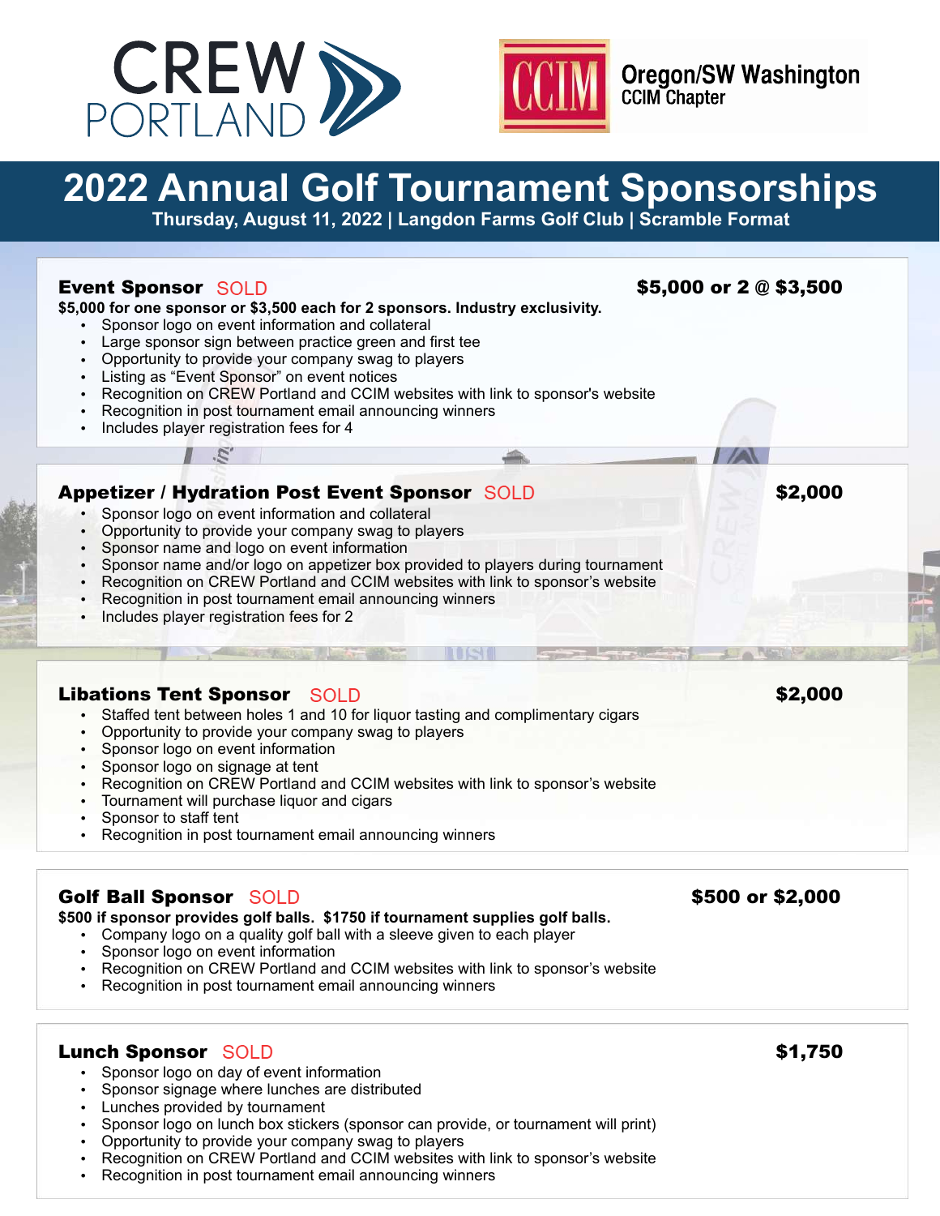CREW PORTLAND

Oregon/SW Washington CCIM Chapter

# 2022 Annual Golf Tournament Sponsorships

**Thursday, August 11, 2022 | Langdon Farms Golf Club | Scramble Format**

## Event Sponsor SOLD — $5,000 or 2 @ $3,500

**$5,000 for one sponsor or $3,500 each for 2 sponsors. Industry exclusivity.**

- Sponsor logo on event information and collateral
- Large sponsor sign between practice green and first tee
- Opportunity to provide your company swag to players
- Listing as "Event Sponsor" on event notices
- Recognition on CREW Portland and CCIM websites with link to sponsor's website
- Recognition in post tournament email announcing winners
- Includes player registration fees for 4

## Appetizer / Hydration Post Event Sponsor SOLD — $2,000

- Sponsor logo on event information and collateral
- Opportunity to provide your company swag to players
- Sponsor name and logo on event information
- Sponsor name and/or logo on appetizer box provided to players during tournament
- Recognition on CREW Portland and CCIM websites with link to sponsor's website
- Recognition in post tournament email announcing winners
- Includes player registration fees for 2

## Libations Tent Sponsor SOLD — $2,000

- Staffed tent between holes 1 and 10 for liquor tasting and complimentary cigars
- Opportunity to provide your company swag to players
- Sponsor logo on event information
- Sponsor logo on signage at tent
- Recognition on CREW Portland and CCIM websites with link to sponsor's website
- Tournament will purchase liquor and cigars
- Sponsor to staff tent
- Recognition in post tournament email announcing winners

## Golf Ball Sponsor SOLD — $500 or $2,000

**$500 if sponsor provides golf balls. $1750 if tournament supplies golf balls.**

- Company logo on a quality golf ball with a sleeve given to each player
- Sponsor logo on event information
- Recognition on CREW Portland and CCIM websites with link to sponsor's website
- Recognition in post tournament email announcing winners

## Lunch Sponsor SOLD — $1,750

- Sponsor logo on day of event information
- Sponsor signage where lunches are distributed
- Lunches provided by tournament
- Sponsor logo on lunch box stickers (sponsor can provide, or tournament will print)
- Opportunity to provide your company swag to players
- Recognition on CREW Portland and CCIM websites with link to sponsor's website
- Recognition in post tournament email announcing winners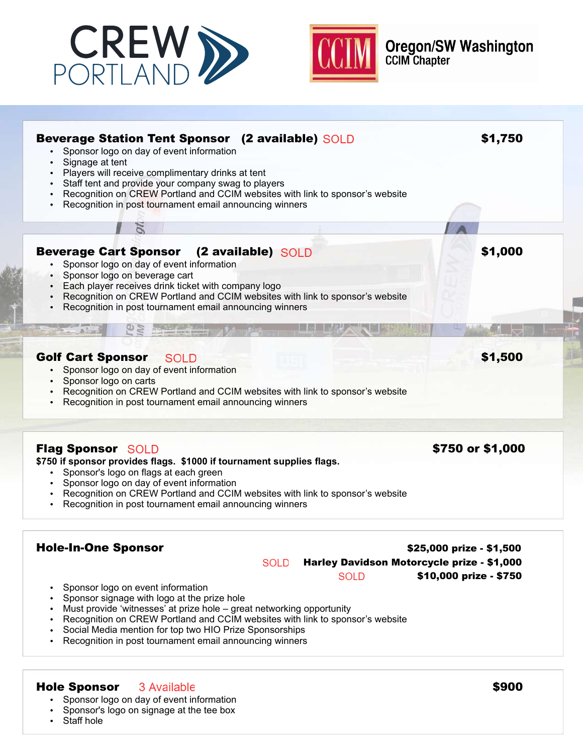CREW PORTLAND

CCIM Oregon/SW Washington CCIM Chapter

## Beverage Station Tent Sponsor (2 available) SOLD — $1,750

- Sponsor logo on day of event information
- Signage at tent
- Players will receive complimentary drinks at tent
- Staff tent and provide your company swag to players
- Recognition on CREW Portland and CCIM websites with link to sponsor's website
- Recognition in post tournament email announcing winners

## Beverage Cart Sponsor (2 available) SOLD — $1,000

- Sponsor logo on day of event information
- Sponsor logo on beverage cart
- Each player receives drink ticket with company logo
- Recognition on CREW Portland and CCIM websites with link to sponsor's website
- Recognition in post tournament email announcing winners

## Golf Cart Sponsor SOLD — $1,500

- Sponsor logo on day of event information
- Sponsor logo on carts
- Recognition on CREW Portland and CCIM websites with link to sponsor's website
- Recognition in post tournament email announcing winners

## Flag Sponsor SOLD — $750 or $1,000

**$750 if sponsor provides flags. $1000 if tournament supplies flags.**

- Sponsor's logo on flags at each green
- Sponsor logo on day of event information
- Recognition on CREW Portland and CCIM websites with link to sponsor's website
- Recognition in post tournament email announcing winners

## Hole-In-One Sponsor

**$25,000 prize - $1,500**

SOLD **Harley Davidson Motorcycle prize - $1,000**

SOLD **$10,000 prize - $750**

- Sponsor logo on event information
- Sponsor signage with logo at the prize hole
- Must provide 'witnesses' at prize hole – great networking opportunity
- Recognition on CREW Portland and CCIM websites with link to sponsor's website
- Social Media mention for top two HIO Prize Sponsorships
- Recognition in post tournament email announcing winners

## Hole Sponsor 3 Available — $900

- Sponsor logo on day of event information
- Sponsor's logo on signage at the tee box
- Staff hole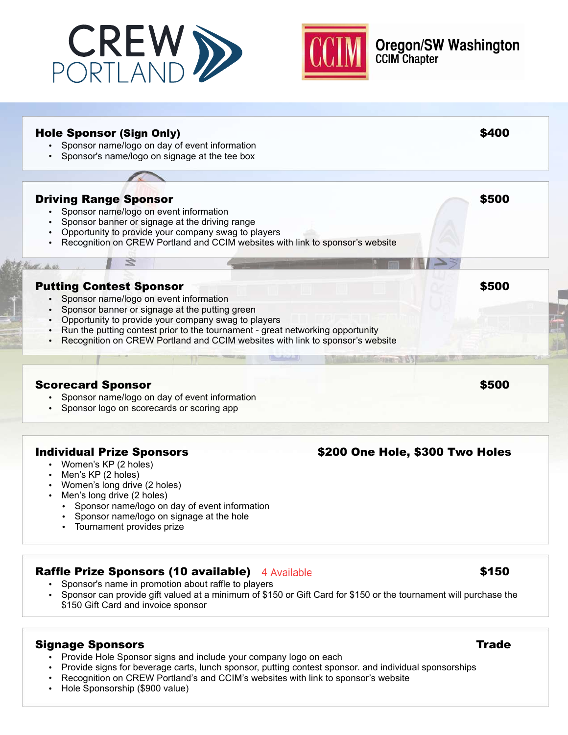CREW PORTLAND

CCIM Oregon/SW Washington CCIM Chapter

## Hole Sponsor (Sign Only) — $400

- Sponsor name/logo on day of event information
- Sponsor's name/logo on signage at the tee box

## Driving Range Sponsor — $500

- Sponsor name/logo on event information
- Sponsor banner or signage at the driving range
- Opportunity to provide your company swag to players
- Recognition on CREW Portland and CCIM websites with link to sponsor's website

## Putting Contest Sponsor — $500

- Sponsor name/logo on event information
- Sponsor banner or signage at the putting green
- Opportunity to provide your company swag to players
- Run the putting contest prior to the tournament - great networking opportunity
- Recognition on CREW Portland and CCIM websites with link to sponsor's website

## Scorecard Sponsor — $500

- Sponsor name/logo on day of event information
- Sponsor logo on scorecards or scoring app

## Individual Prize Sponsors — $200 One Hole, $300 Two Holes

- Women's KP (2 holes)
- Men's KP (2 holes)
- Women's long drive (2 holes)
- Men's long drive (2 holes)
  - Sponsor name/logo on day of event information
  - Sponsor name/logo on signage at the hole
  - Tournament provides prize

## Raffle Prize Sponsors (10 available) 4 Available — $150

- Sponsor's name in promotion about raffle to players
- Sponsor can provide gift valued at a minimum of $150 or Gift Card for $150 or the tournament will purchase the $150 Gift Card and invoice sponsor

## Signage Sponsors — Trade

- Provide Hole Sponsor signs and include your company logo on each
- Provide signs for beverage carts, lunch sponsor, putting contest sponsor. and individual sponsorships
- Recognition on CREW Portland's and CCIM's websites with link to sponsor's website
- Hole Sponsorship ($900 value)